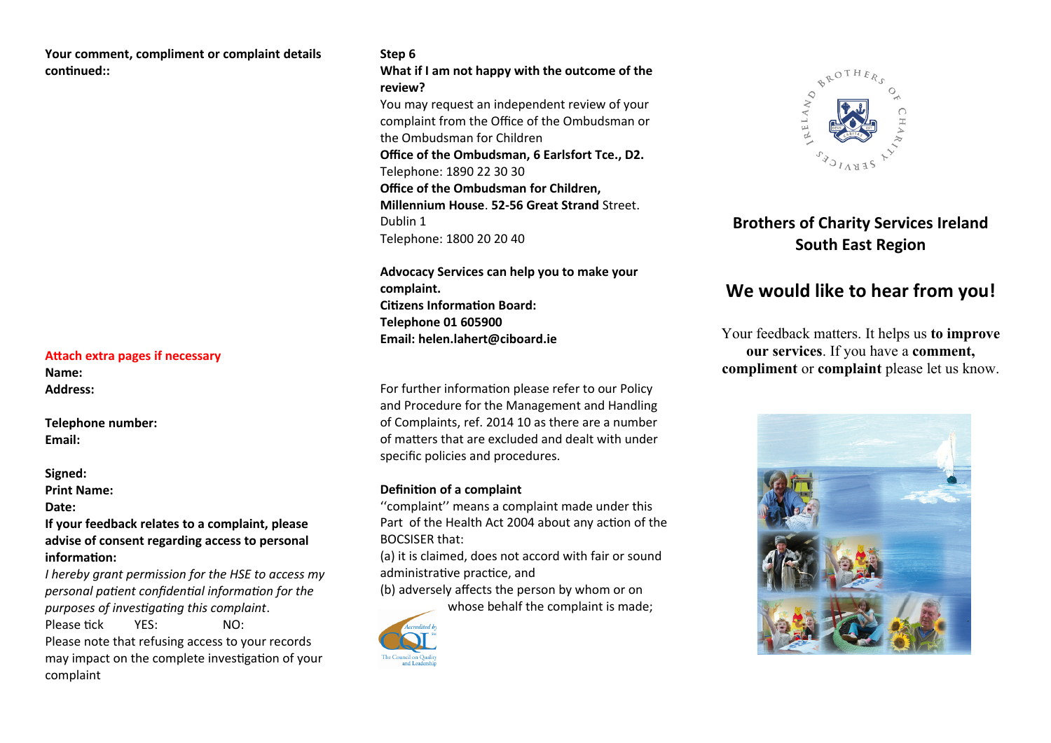**Your comment, compliment or complaint details continued::**

**Attach extra pages if necessary**

**Name:**

**Address:**

**Telephone number:**

**Email:**

**Signed:**

**Print Name:**

**Date:**

**If your feedback relates to a complaint, please advise of consent regarding access to personal information:**

*I hereby grant permission for the HSE to access my personal patient confidential information for the purposes of investigating this complaint*.

Please tick YES: NO:

Please note that refusing access to your records may impact on the complete investigation of your complaint

**Step 6**

**What if I am not happy with the outcome of the review?**

You may request an independent review of your complaint from the Office of the Ombudsman or the Ombudsman for Children

**Office of the Ombudsman, 6 Earlsfort Tce., D2.**

Telephone: 1890 22 30 30

**Office of the Ombudsman for Children, Millennium House**. **52-56 Great Strand** Street. Dublin 1

Telephone: 1800 20 20 40

**Advocacy Services can help you to make your complaint.**

**Citizens Information Board:**

**Telephone 01 605900**

**Email: helen.lahert@ciboard.ie**

For further information please refer to our Policy and Procedure for the Management and Handling of Complaints, ref. 2014 10 as there are a number of matters that are excluded and dealt with under specific policies and procedures.

**Definition of a complaint**

''complaint'' means a complaint made under this Part of the Health Act 2004 about any action of the BOCSISER that:

(a) it is claimed, does not accord with fair or sound administrative practice, and

(b) adversely affects the person by whom or on whose behalf the complaint is made;

Accredited by the The Council on Quality and Leadership

Brothers of Charity Services Ireland

# Brothers of Charity Services Ireland South East Region

## We would like to hear from you!

Your feedback matters. It helps us **to improve our services**. If you have a **comment, compliment** or **complaint** please let us know.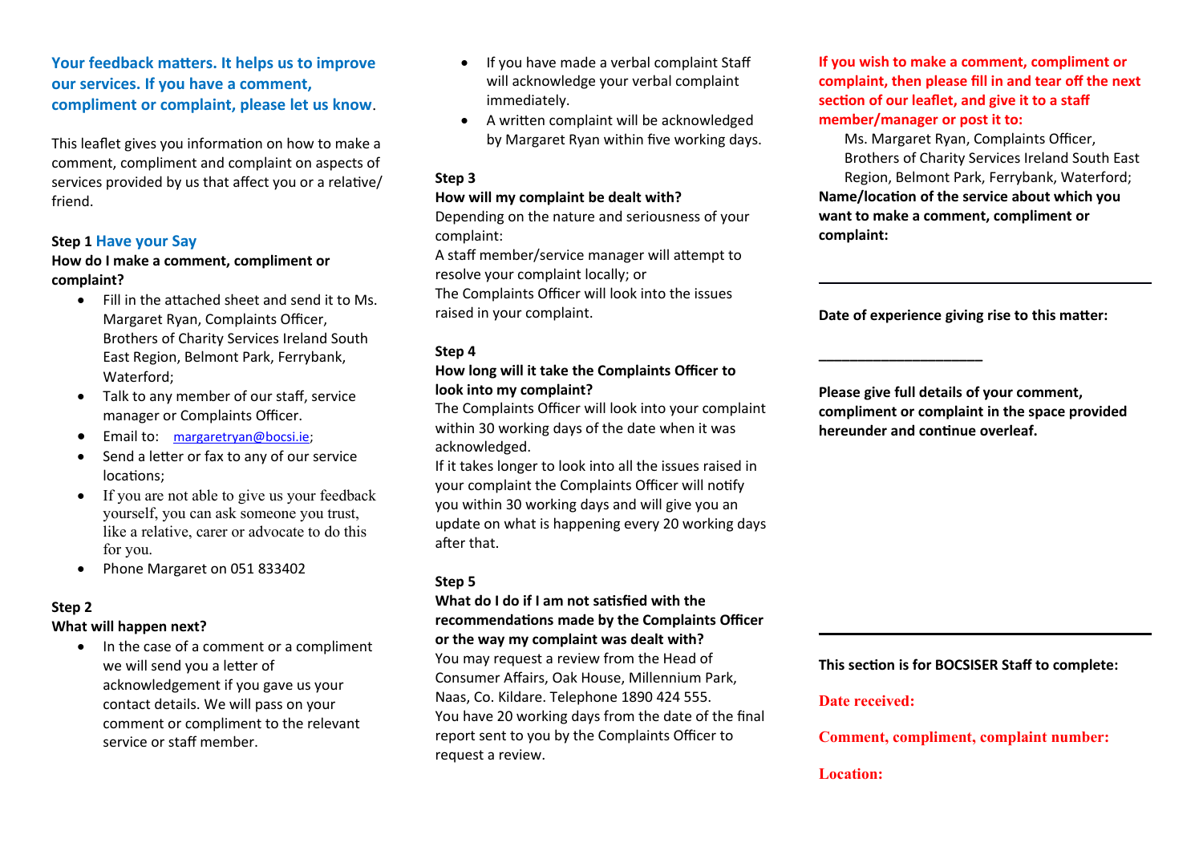**Your feedback matters. It helps us to improve our services. If you have a comment, compliment or complaint, please let us know.**

This leaflet gives you information on how to make a comment, compliment and complaint on aspects of services provided by us that affect you or a relative/friend.

### Step 1 Have your Say

**How do I make a comment, compliment or complaint?**

- Fill in the attached sheet and send it to Ms. Margaret Ryan, Complaints Officer, Brothers of Charity Services Ireland South East Region, Belmont Park, Ferrybank, Waterford;
- Talk to any member of our staff, service manager or Complaints Officer.
- Email to: margaretryan@bocsi.ie;
- Send a letter or fax to any of our service locations;
- If you are not able to give us your feedback yourself, you can ask someone you trust, like a relative, carer or advocate to do this for you.
- Phone Margaret on 051 833402

### Step 2

**What will happen next?**

- In the case of a comment or a compliment we will send you a letter of acknowledgement if you gave us your contact details. We will pass on your comment or compliment to the relevant service or staff member.
- If you have made a verbal complaint Staff will acknowledge your verbal complaint immediately.
- A written complaint will be acknowledged by Margaret Ryan within five working days.

### Step 3

**How will my complaint be dealt with?**

Depending on the nature and seriousness of your complaint:

A staff member/service manager will attempt to resolve your complaint locally; or

The Complaints Officer will look into the issues raised in your complaint.

### Step 4

**How long will it take the Complaints Officer to look into my complaint?**

The Complaints Officer will look into your complaint within 30 working days of the date when it was acknowledged.

If it takes longer to look into all the issues raised in your complaint the Complaints Officer will notify you within 30 working days and will give you an update on what is happening every 20 working days after that.

### Step 5

**What do I do if I am not satisfied with the recommendations made by the Complaints Officer or the way my complaint was dealt with?**

You may request a review from the Head of Consumer Affairs, Oak House, Millennium Park, Naas, Co. Kildare. Telephone 1890 424 555.

You have 20 working days from the date of the final report sent to you by the Complaints Officer to request a review.

**If you wish to make a comment, compliment or complaint, then please fill in and tear off the next section of our leaflet, and give it to a staff member/manager or post it to:**

Ms. Margaret Ryan, Complaints Officer, Brothers of Charity Services Ireland South East Region, Belmont Park, Ferrybank, Waterford;

**Name/location of the service about which you want to make a comment, compliment or complaint:**

___________________________________________

**Date of experience giving rise to this matter:**

______________________

**Please give full details of your comment, compliment or complaint in the space provided hereunder and continue overleaf.**

___________________________________________

**This section is for BOCSISER Staff to complete:**

**Date received:**

**Comment, compliment, complaint number:**

**Location:**